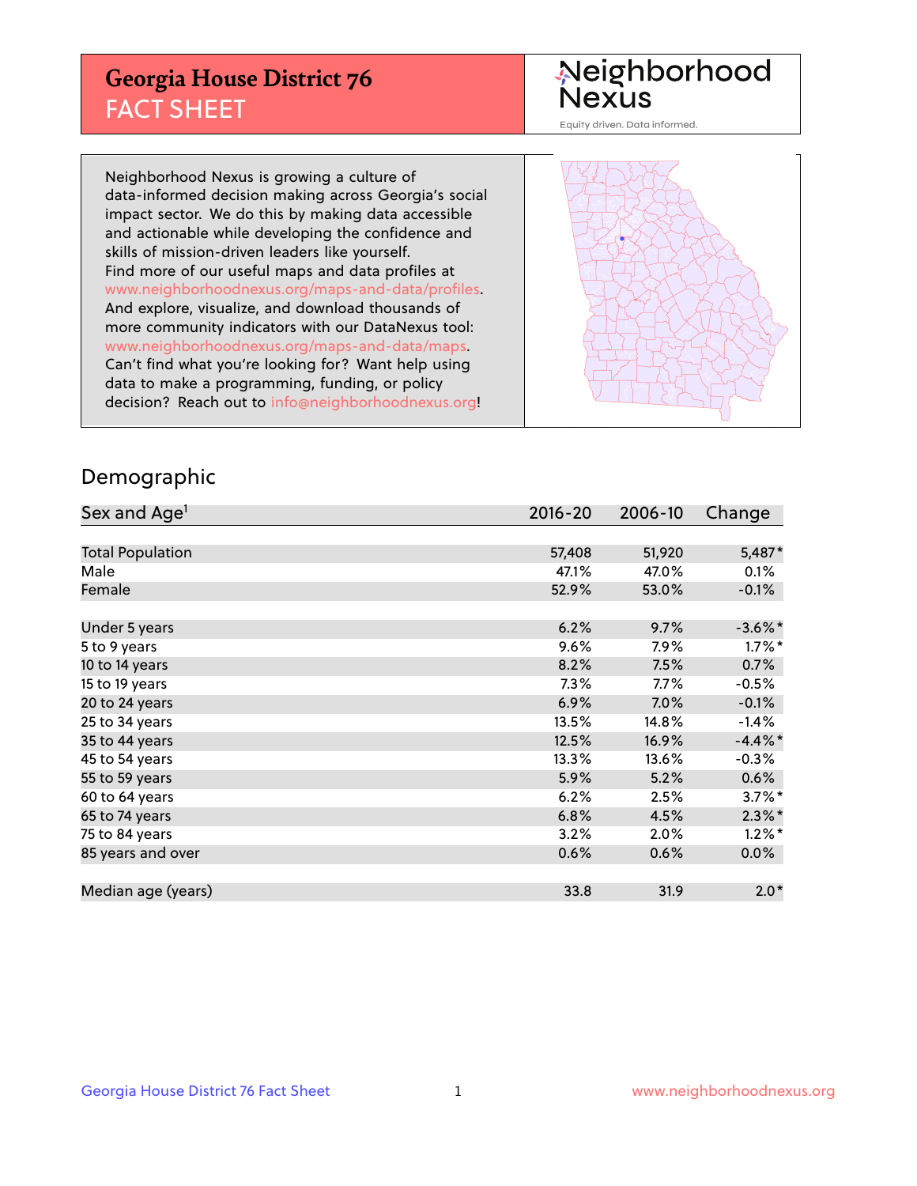# Georgia House District 76
## FACT SHEET

Neighborhood Nexus

Equity driven. Data informed.

Neighborhood Nexus is growing a culture of data-informed decision making across Georgia's social impact sector. We do this by making data accessible and actionable while developing the confidence and skills of mission-driven leaders like yourself. Find more of our useful maps and data profiles at www.neighborhoodnexus.org/maps-and-data/profiles. And explore, visualize, and download thousands of more community indicators with our DataNexus tool: www.neighborhoodnexus.org/maps-and-data/maps. Can't find what you're looking for? Want help using data to make a programming, funding, or policy decision? Reach out to info@neighborhoodnexus.org!

## Demographic

| Sex and Age[1] | 2016-20 | 2006-10 | Change |
|---|---|---|---|
| Total Population | 57,408 | 51,920 | 5,487* |
| Male | 47.1% | 47.0% | 0.1% |
| Female | 52.9% | 53.0% | -0.1% |
| Under 5 years | 6.2% | 9.7% | -3.6%* |
| 5 to 9 years | 9.6% | 7.9% | 1.7%* |
| 10 to 14 years | 8.2% | 7.5% | 0.7% |
| 15 to 19 years | 7.3% | 7.7% | -0.5% |
| 20 to 24 years | 6.9% | 7.0% | -0.1% |
| 25 to 34 years | 13.5% | 14.8% | -1.4% |
| 35 to 44 years | 12.5% | 16.9% | -4.4%* |
| 45 to 54 years | 13.3% | 13.6% | -0.3% |
| 55 to 59 years | 5.9% | 5.2% | 0.6% |
| 60 to 64 years | 6.2% | 2.5% | 3.7%* |
| 65 to 74 years | 6.8% | 4.5% | 2.3%* |
| 75 to 84 years | 3.2% | 2.0% | 1.2%* |
| 85 years and over | 0.6% | 0.6% | 0.0% |
| Median age (years) | 33.8 | 31.9 | 2.0* |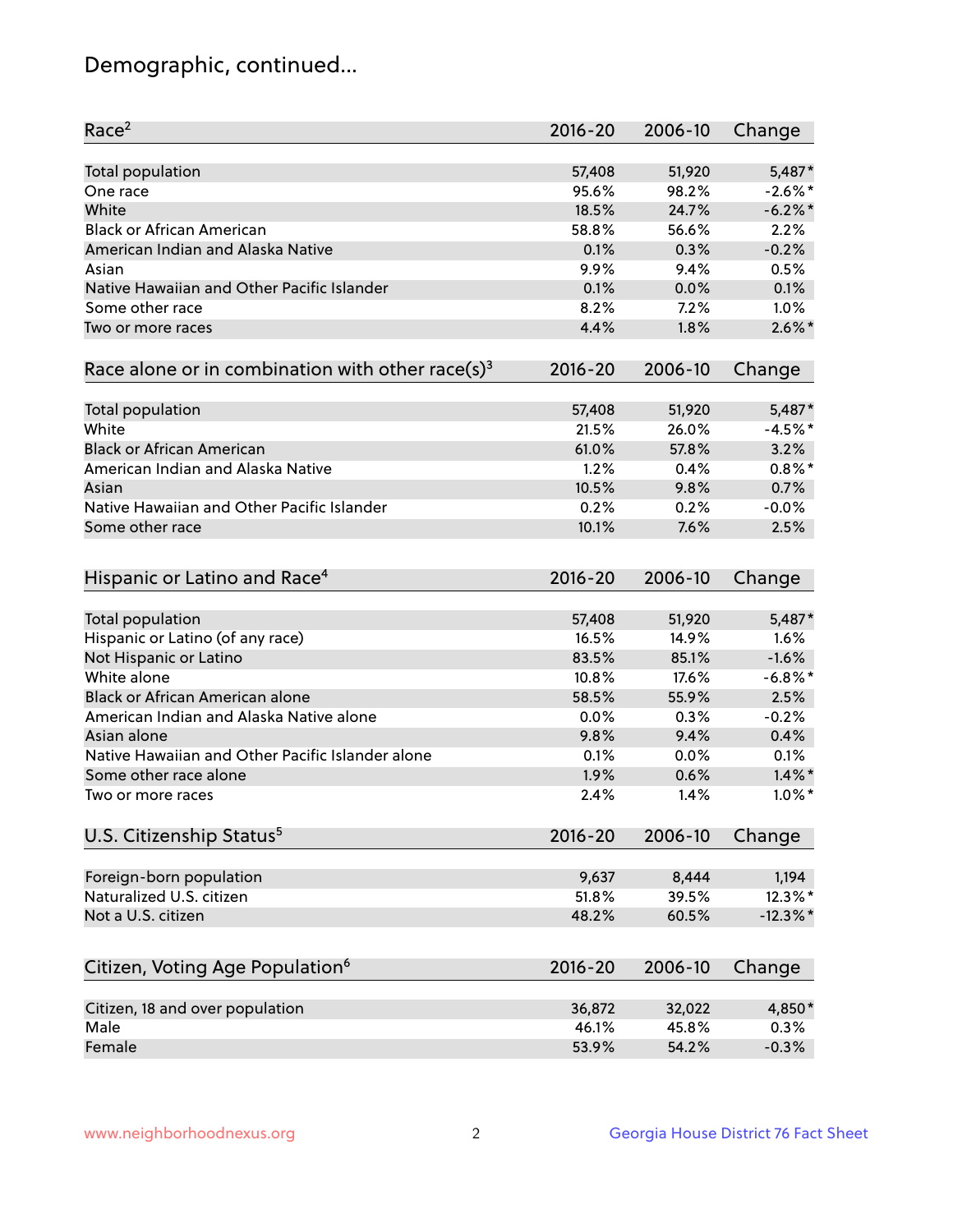# Demographic, continued...

| Race[2] | 2016-20 | 2006-10 | Change |
|---|---|---|---|
| Total population | 57,408 | 51,920 | 5,487* |
| One race | 95.6% | 98.2% | -2.6%* |
| White | 18.5% | 24.7% | -6.2%* |
| Black or African American | 58.8% | 56.6% | 2.2% |
| American Indian and Alaska Native | 0.1% | 0.3% | -0.2% |
| Asian | 9.9% | 9.4% | 0.5% |
| Native Hawaiian and Other Pacific Islander | 0.1% | 0.0% | 0.1% |
| Some other race | 8.2% | 7.2% | 1.0% |
| Two or more races | 4.4% | 1.8% | 2.6%* |

| Race alone or in combination with other race(s)[3] | 2016-20 | 2006-10 | Change |
|---|---|---|---|
| Total population | 57,408 | 51,920 | 5,487* |
| White | 21.5% | 26.0% | -4.5%* |
| Black or African American | 61.0% | 57.8% | 3.2% |
| American Indian and Alaska Native | 1.2% | 0.4% | 0.8%* |
| Asian | 10.5% | 9.8% | 0.7% |
| Native Hawaiian and Other Pacific Islander | 0.2% | 0.2% | -0.0% |
| Some other race | 10.1% | 7.6% | 2.5% |

| Hispanic or Latino and Race[4] | 2016-20 | 2006-10 | Change |
|---|---|---|---|
| Total population | 57,408 | 51,920 | 5,487* |
| Hispanic or Latino (of any race) | 16.5% | 14.9% | 1.6% |
| Not Hispanic or Latino | 83.5% | 85.1% | -1.6% |
| White alone | 10.8% | 17.6% | -6.8%* |
| Black or African American alone | 58.5% | 55.9% | 2.5% |
| American Indian and Alaska Native alone | 0.0% | 0.3% | -0.2% |
| Asian alone | 9.8% | 9.4% | 0.4% |
| Native Hawaiian and Other Pacific Islander alone | 0.1% | 0.0% | 0.1% |
| Some other race alone | 1.9% | 0.6% | 1.4%* |
| Two or more races | 2.4% | 1.4% | 1.0%* |

| U.S. Citizenship Status[5] | 2016-20 | 2006-10 | Change |
|---|---|---|---|
| Foreign-born population | 9,637 | 8,444 | 1,194 |
| Naturalized U.S. citizen | 51.8% | 39.5% | 12.3%* |
| Not a U.S. citizen | 48.2% | 60.5% | -12.3%* |

| Citizen, Voting Age Population[6] | 2016-20 | 2006-10 | Change |
|---|---|---|---|
| Citizen, 18 and over population | 36,872 | 32,022 | 4,850* |
| Male | 46.1% | 45.8% | 0.3% |
| Female | 53.9% | 54.2% | -0.3% |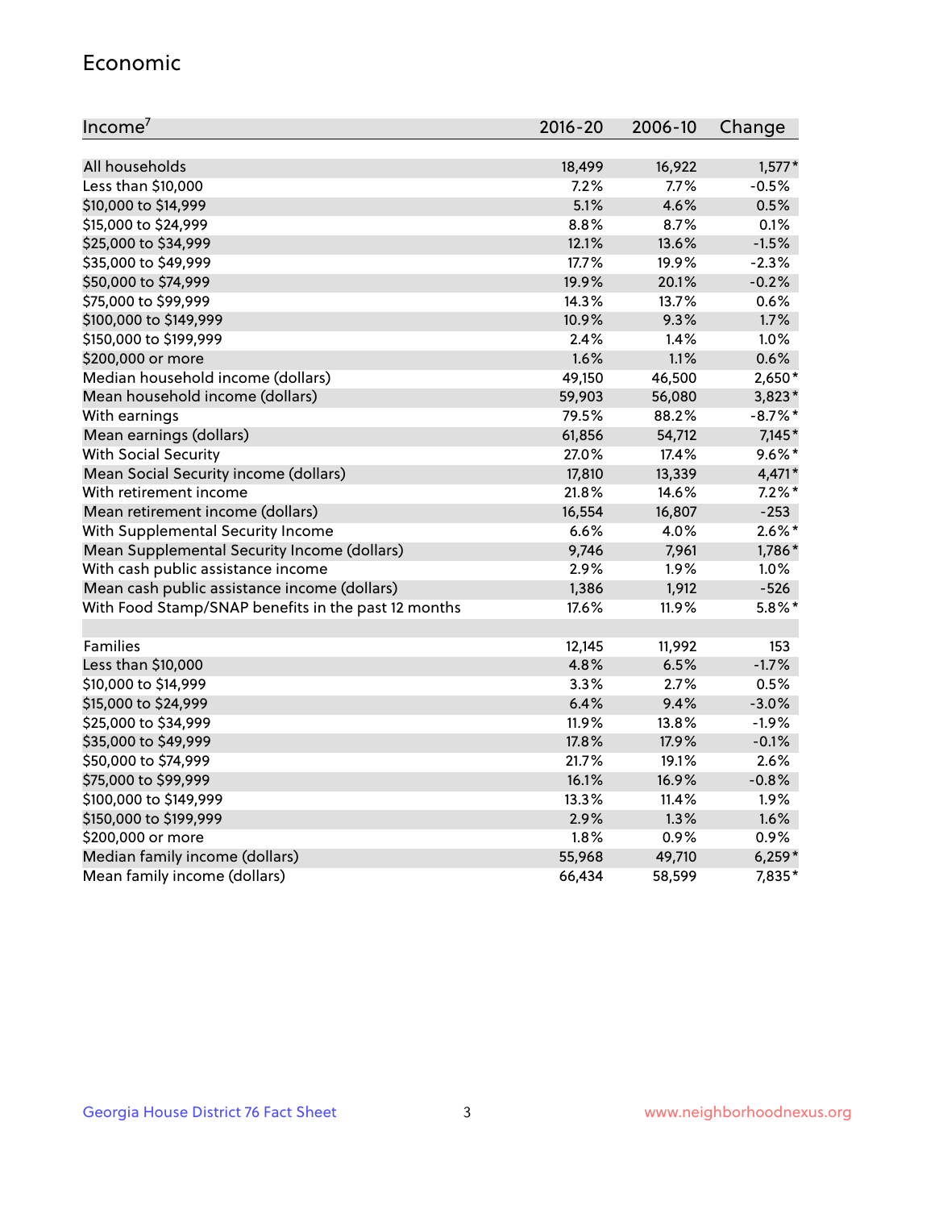## Economic

| Income[7] | 2016-20 | 2006-10 | Change |
|---|---|---|---|
| All households | 18,499 | 16,922 | 1,577* |
| Less than $10,000 | 7.2% | 7.7% | -0.5% |
| $10,000 to $14,999 | 5.1% | 4.6% | 0.5% |
| $15,000 to $24,999 | 8.8% | 8.7% | 0.1% |
| $25,000 to $34,999 | 12.1% | 13.6% | -1.5% |
| $35,000 to $49,999 | 17.7% | 19.9% | -2.3% |
| $50,000 to $74,999 | 19.9% | 20.1% | -0.2% |
| $75,000 to $99,999 | 14.3% | 13.7% | 0.6% |
| $100,000 to $149,999 | 10.9% | 9.3% | 1.7% |
| $150,000 to $199,999 | 2.4% | 1.4% | 1.0% |
| $200,000 or more | 1.6% | 1.1% | 0.6% |
| Median household income (dollars) | 49,150 | 46,500 | 2,650* |
| Mean household income (dollars) | 59,903 | 56,080 | 3,823* |
| With earnings | 79.5% | 88.2% | -8.7%* |
| Mean earnings (dollars) | 61,856 | 54,712 | 7,145* |
| With Social Security | 27.0% | 17.4% | 9.6%* |
| Mean Social Security income (dollars) | 17,810 | 13,339 | 4,471* |
| With retirement income | 21.8% | 14.6% | 7.2%* |
| Mean retirement income (dollars) | 16,554 | 16,807 | -253 |
| With Supplemental Security Income | 6.6% | 4.0% | 2.6%* |
| Mean Supplemental Security Income (dollars) | 9,746 | 7,961 | 1,786* |
| With cash public assistance income | 2.9% | 1.9% | 1.0% |
| Mean cash public assistance income (dollars) | 1,386 | 1,912 | -526 |
| With Food Stamp/SNAP benefits in the past 12 months | 17.6% | 11.9% | 5.8%* |
| | | | |
| Families | 12,145 | 11,992 | 153 |
| Less than $10,000 | 4.8% | 6.5% | -1.7% |
| $10,000 to $14,999 | 3.3% | 2.7% | 0.5% |
| $15,000 to $24,999 | 6.4% | 9.4% | -3.0% |
| $25,000 to $34,999 | 11.9% | 13.8% | -1.9% |
| $35,000 to $49,999 | 17.8% | 17.9% | -0.1% |
| $50,000 to $74,999 | 21.7% | 19.1% | 2.6% |
| $75,000 to $99,999 | 16.1% | 16.9% | -0.8% |
| $100,000 to $149,999 | 13.3% | 11.4% | 1.9% |
| $150,000 to $199,999 | 2.9% | 1.3% | 1.6% |
| $200,000 or more | 1.8% | 0.9% | 0.9% |
| Median family income (dollars) | 55,968 | 49,710 | 6,259* |
| Mean family income (dollars) | 66,434 | 58,599 | 7,835* |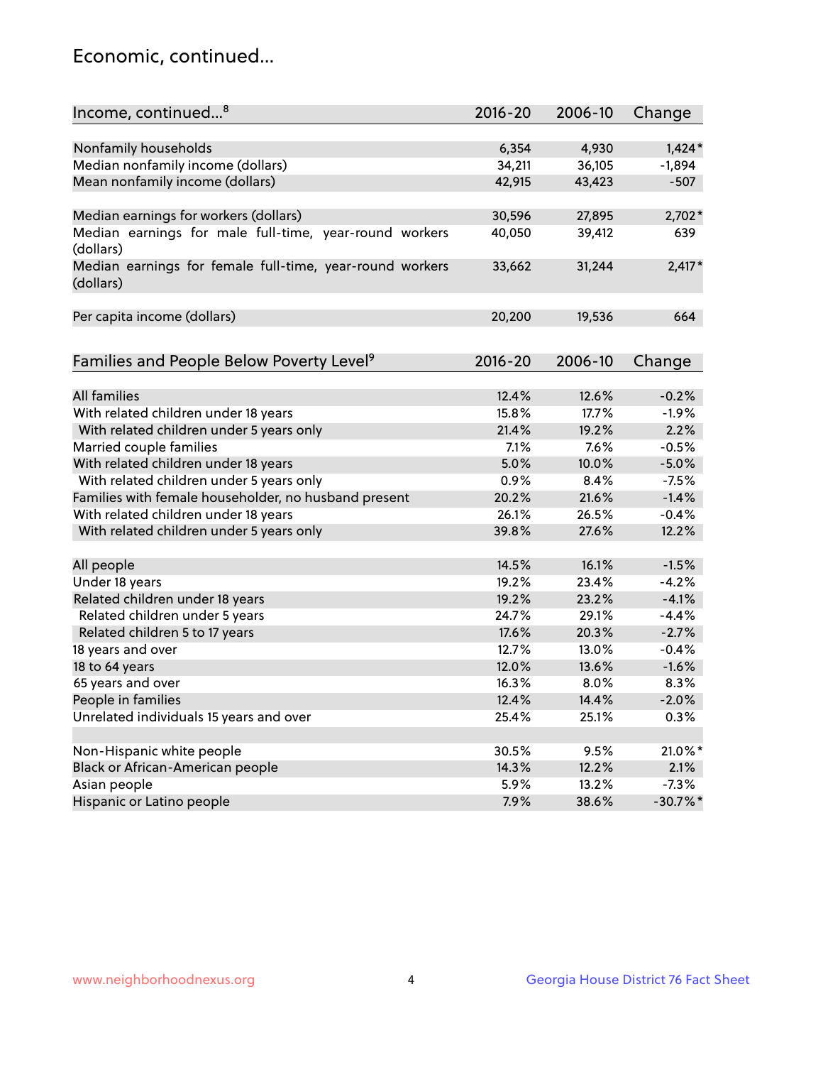## Economic, continued...

| Income, continued...[8] | 2016-20 | 2006-10 | Change |
|---|---|---|---|
| Nonfamily households | 6,354 | 4,930 | 1,424* |
| Median nonfamily income (dollars) | 34,211 | 36,105 | -1,894 |
| Mean nonfamily income (dollars) | 42,915 | 43,423 | -507 |
| Median earnings for workers (dollars) | 30,596 | 27,895 | 2,702* |
| Median earnings for male full-time, year-round workers (dollars) | 40,050 | 39,412 | 639 |
| Median earnings for female full-time, year-round workers (dollars) | 33,662 | 31,244 | 2,417* |
| Per capita income (dollars) | 20,200 | 19,536 | 664 |

| Families and People Below Poverty Level[9] | 2016-20 | 2006-10 | Change |
|---|---|---|---|
| All families | 12.4% | 12.6% | -0.2% |
| With related children under 18 years | 15.8% | 17.7% | -1.9% |
| With related children under 5 years only | 21.4% | 19.2% | 2.2% |
| Married couple families | 7.1% | 7.6% | -0.5% |
| With related children under 18 years | 5.0% | 10.0% | -5.0% |
| With related children under 5 years only | 0.9% | 8.4% | -7.5% |
| Families with female householder, no husband present | 20.2% | 21.6% | -1.4% |
| With related children under 18 years | 26.1% | 26.5% | -0.4% |
| With related children under 5 years only | 39.8% | 27.6% | 12.2% |
| All people | 14.5% | 16.1% | -1.5% |
| Under 18 years | 19.2% | 23.4% | -4.2% |
| Related children under 18 years | 19.2% | 23.2% | -4.1% |
| Related children under 5 years | 24.7% | 29.1% | -4.4% |
| Related children 5 to 17 years | 17.6% | 20.3% | -2.7% |
| 18 years and over | 12.7% | 13.0% | -0.4% |
| 18 to 64 years | 12.0% | 13.6% | -1.6% |
| 65 years and over | 16.3% | 8.0% | 8.3% |
| People in families | 12.4% | 14.4% | -2.0% |
| Unrelated individuals 15 years and over | 25.4% | 25.1% | 0.3% |
| Non-Hispanic white people | 30.5% | 9.5% | 21.0%* |
| Black or African-American people | 14.3% | 12.2% | 2.1% |
| Asian people | 5.9% | 13.2% | -7.3% |
| Hispanic or Latino people | 7.9% | 38.6% | -30.7%* |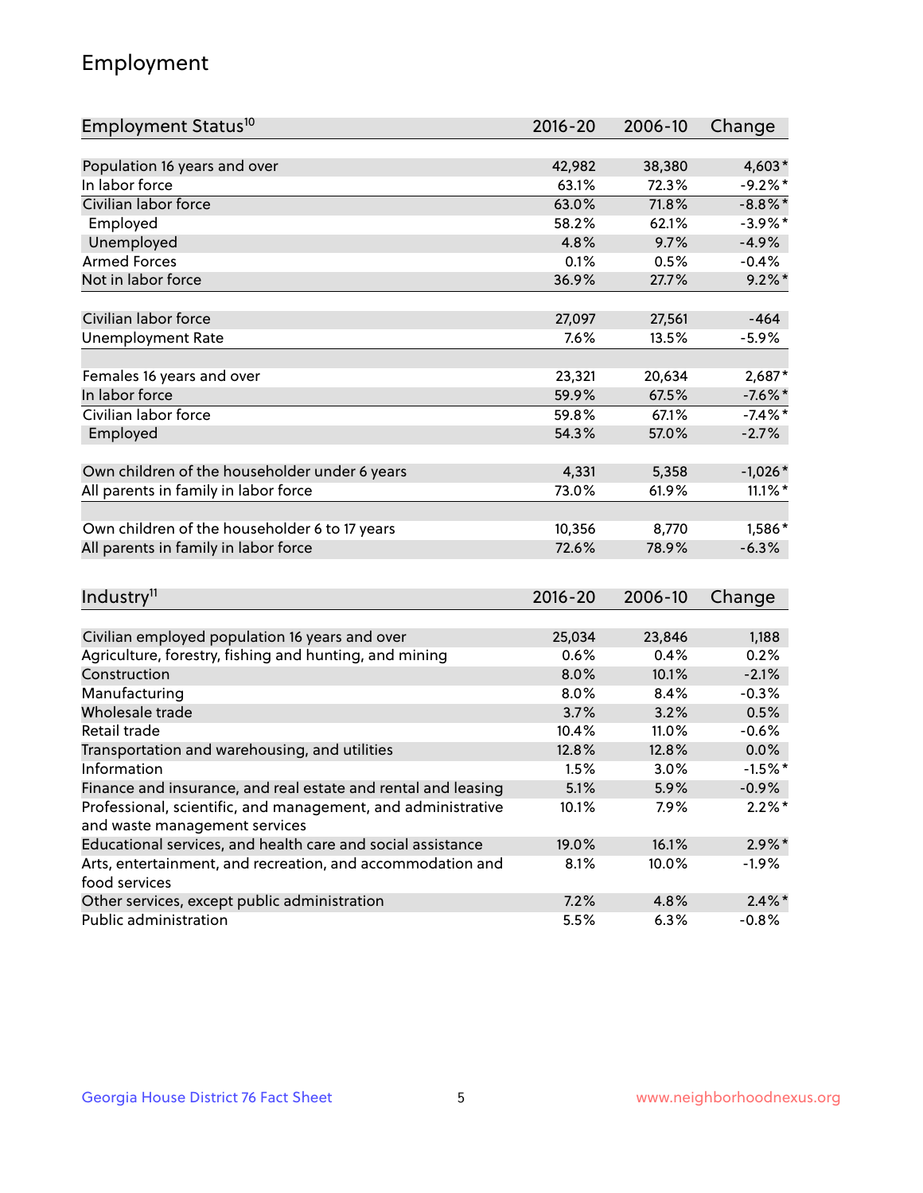## Employment

| Employment Status[10] | 2016-20 | 2006-10 | Change |
|---|---|---|---|
| Population 16 years and over | 42,982 | 38,380 | 4,603* |
| In labor force | 63.1% | 72.3% | -9.2%* |
| Civilian labor force | 63.0% | 71.8% | -8.8%* |
| Employed | 58.2% | 62.1% | -3.9%* |
| Unemployed | 4.8% | 9.7% | -4.9% |
| Armed Forces | 0.1% | 0.5% | -0.4% |
| Not in labor force | 36.9% | 27.7% | 9.2%* |
| | | | |
| Civilian labor force | 27,097 | 27,561 | -464 |
| Unemployment Rate | 7.6% | 13.5% | -5.9% |
| | | | |
| Females 16 years and over | 23,321 | 20,634 | 2,687* |
| In labor force | 59.9% | 67.5% | -7.6%* |
| Civilian labor force | 59.8% | 67.1% | -7.4%* |
| Employed | 54.3% | 57.0% | -2.7% |
| | | | |
| Own children of the householder under 6 years | 4,331 | 5,358 | -1,026* |
| All parents in family in labor force | 73.0% | 61.9% | 11.1%* |
| | | | |
| Own children of the householder 6 to 17 years | 10,356 | 8,770 | 1,586* |
| All parents in family in labor force | 72.6% | 78.9% | -6.3% |

| Industry[11] | 2016-20 | 2006-10 | Change |
|---|---|---|---|
| Civilian employed population 16 years and over | 25,034 | 23,846 | 1,188 |
| Agriculture, forestry, fishing and hunting, and mining | 0.6% | 0.4% | 0.2% |
| Construction | 8.0% | 10.1% | -2.1% |
| Manufacturing | 8.0% | 8.4% | -0.3% |
| Wholesale trade | 3.7% | 3.2% | 0.5% |
| Retail trade | 10.4% | 11.0% | -0.6% |
| Transportation and warehousing, and utilities | 12.8% | 12.8% | 0.0% |
| Information | 1.5% | 3.0% | -1.5%* |
| Finance and insurance, and real estate and rental and leasing | 5.1% | 5.9% | -0.9% |
| Professional, scientific, and management, and administrative and waste management services | 10.1% | 7.9% | 2.2%* |
| Educational services, and health care and social assistance | 19.0% | 16.1% | 2.9%* |
| Arts, entertainment, and recreation, and accommodation and food services | 8.1% | 10.0% | -1.9% |
| Other services, except public administration | 7.2% | 4.8% | 2.4%* |
| Public administration | 5.5% | 6.3% | -0.8% |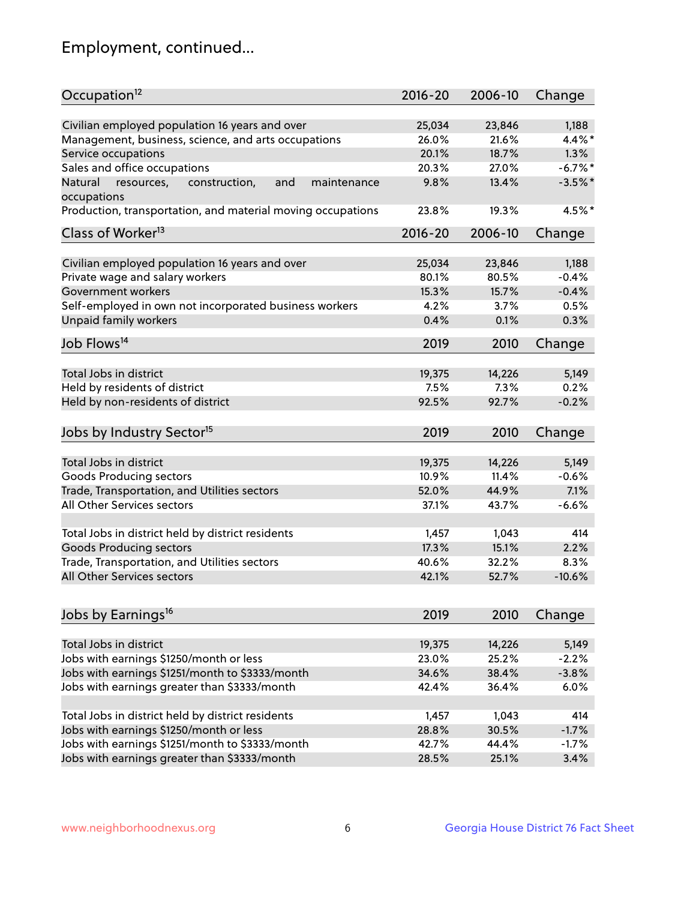# Employment, continued...

| Occupation[12] | 2016-20 | 2006-10 | Change |
|---|---|---|---|
| Civilian employed population 16 years and over | 25,034 | 23,846 | 1,188 |
| Management, business, science, and arts occupations | 26.0% | 21.6% | 4.4%* |
| Service occupations | 20.1% | 18.7% | 1.3% |
| Sales and office occupations | 20.3% | 27.0% | -6.7%* |
| Natural resources, construction, and maintenance occupations | 9.8% | 13.4% | -3.5%* |
| Production, transportation, and material moving occupations | 23.8% | 19.3% | 4.5%* |

| Class of Worker[13] | 2016-20 | 2006-10 | Change |
|---|---|---|---|
| Civilian employed population 16 years and over | 25,034 | 23,846 | 1,188 |
| Private wage and salary workers | 80.1% | 80.5% | -0.4% |
| Government workers | 15.3% | 15.7% | -0.4% |
| Self-employed in own not incorporated business workers | 4.2% | 3.7% | 0.5% |
| Unpaid family workers | 0.4% | 0.1% | 0.3% |

| Job Flows[14] | 2019 | 2010 | Change |
|---|---|---|---|
| Total Jobs in district | 19,375 | 14,226 | 5,149 |
| Held by residents of district | 7.5% | 7.3% | 0.2% |
| Held by non-residents of district | 92.5% | 92.7% | -0.2% |

| Jobs by Industry Sector[15] | 2019 | 2010 | Change |
|---|---|---|---|
| Total Jobs in district | 19,375 | 14,226 | 5,149 |
| Goods Producing sectors | 10.9% | 11.4% | -0.6% |
| Trade, Transportation, and Utilities sectors | 52.0% | 44.9% | 7.1% |
| All Other Services sectors | 37.1% | 43.7% | -6.6% |
| | | | |
| Total Jobs in district held by district residents | 1,457 | 1,043 | 414 |
| Goods Producing sectors | 17.3% | 15.1% | 2.2% |
| Trade, Transportation, and Utilities sectors | 40.6% | 32.2% | 8.3% |
| All Other Services sectors | 42.1% | 52.7% | -10.6% |

| Jobs by Earnings[16] | 2019 | 2010 | Change |
|---|---|---|---|
| Total Jobs in district | 19,375 | 14,226 | 5,149 |
| Jobs with earnings $1250/month or less | 23.0% | 25.2% | -2.2% |
| Jobs with earnings $1251/month to $3333/month | 34.6% | 38.4% | -3.8% |
| Jobs with earnings greater than $3333/month | 42.4% | 36.4% | 6.0% |
| | | | |
| Total Jobs in district held by district residents | 1,457 | 1,043 | 414 |
| Jobs with earnings $1250/month or less | 28.8% | 30.5% | -1.7% |
| Jobs with earnings $1251/month to $3333/month | 42.7% | 44.4% | -1.7% |
| Jobs with earnings greater than $3333/month | 28.5% | 25.1% | 3.4% |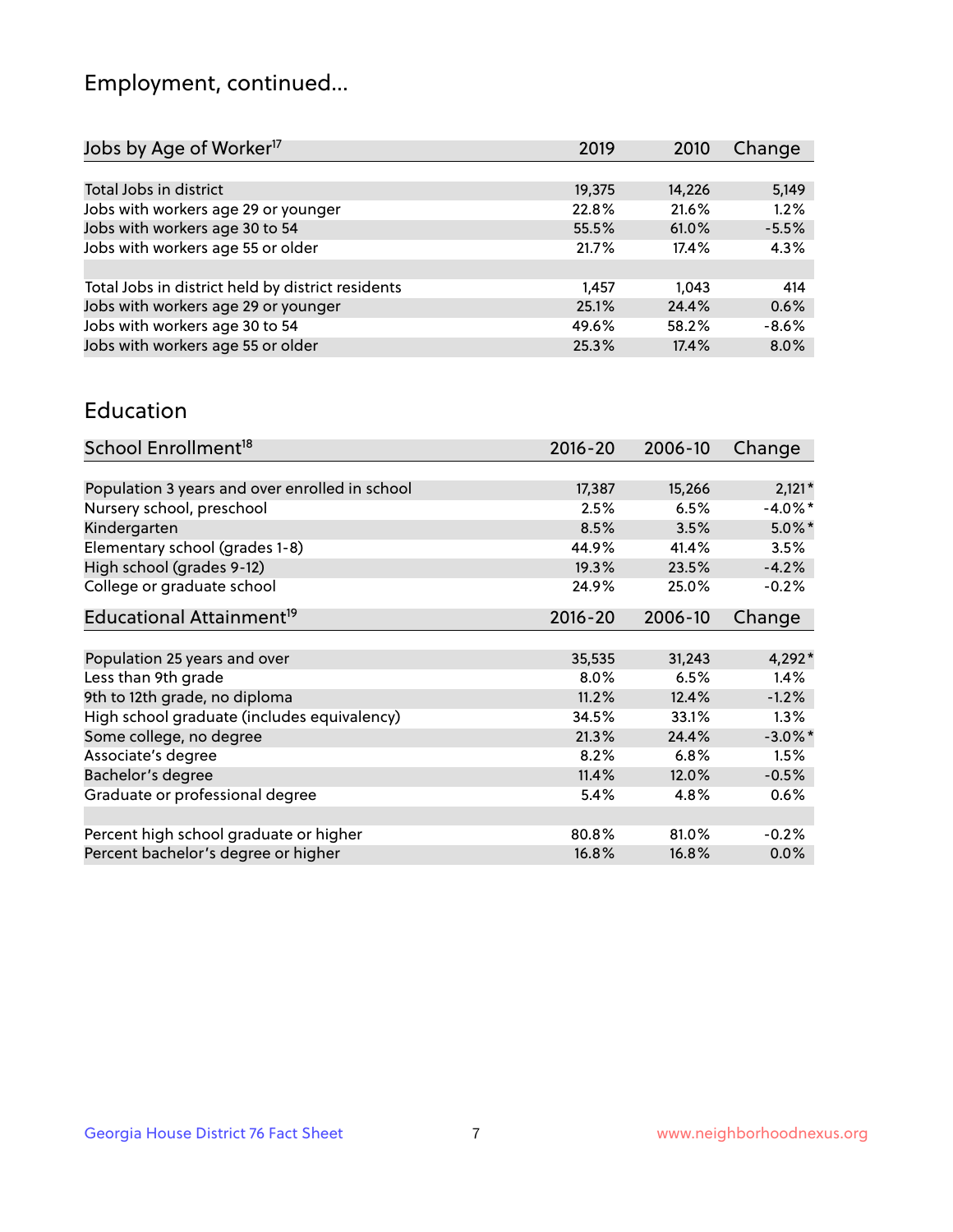# Employment, continued...

| Jobs by Age of Worker[17] | 2019 | 2010 | Change |
|---|---|---|---|
| Total Jobs in district | 19,375 | 14,226 | 5,149 |
| Jobs with workers age 29 or younger | 22.8% | 21.6% | 1.2% |
| Jobs with workers age 30 to 54 | 55.5% | 61.0% | -5.5% |
| Jobs with workers age 55 or older | 21.7% | 17.4% | 4.3% |
| | | | |
| Total Jobs in district held by district residents | 1,457 | 1,043 | 414 |
| Jobs with workers age 29 or younger | 25.1% | 24.4% | 0.6% |
| Jobs with workers age 30 to 54 | 49.6% | 58.2% | -8.6% |
| Jobs with workers age 55 or older | 25.3% | 17.4% | 8.0% |

# Education

| School Enrollment[18] | 2016-20 | 2006-10 | Change |
|---|---|---|---|
| Population 3 years and over enrolled in school | 17,387 | 15,266 | 2,121* |
| Nursery school, preschool | 2.5% | 6.5% | -4.0%* |
| Kindergarten | 8.5% | 3.5% | 5.0%* |
| Elementary school (grades 1-8) | 44.9% | 41.4% | 3.5% |
| High school (grades 9-12) | 19.3% | 23.5% | -4.2% |
| College or graduate school | 24.9% | 25.0% | -0.2% |

| Educational Attainment[19] | 2016-20 | 2006-10 | Change |
|---|---|---|---|
| Population 25 years and over | 35,535 | 31,243 | 4,292* |
| Less than 9th grade | 8.0% | 6.5% | 1.4% |
| 9th to 12th grade, no diploma | 11.2% | 12.4% | -1.2% |
| High school graduate (includes equivalency) | 34.5% | 33.1% | 1.3% |
| Some college, no degree | 21.3% | 24.4% | -3.0%* |
| Associate's degree | 8.2% | 6.8% | 1.5% |
| Bachelor's degree | 11.4% | 12.0% | -0.5% |
| Graduate or professional degree | 5.4% | 4.8% | 0.6% |
| | | | |
| Percent high school graduate or higher | 80.8% | 81.0% | -0.2% |
| Percent bachelor's degree or higher | 16.8% | 16.8% | 0.0% |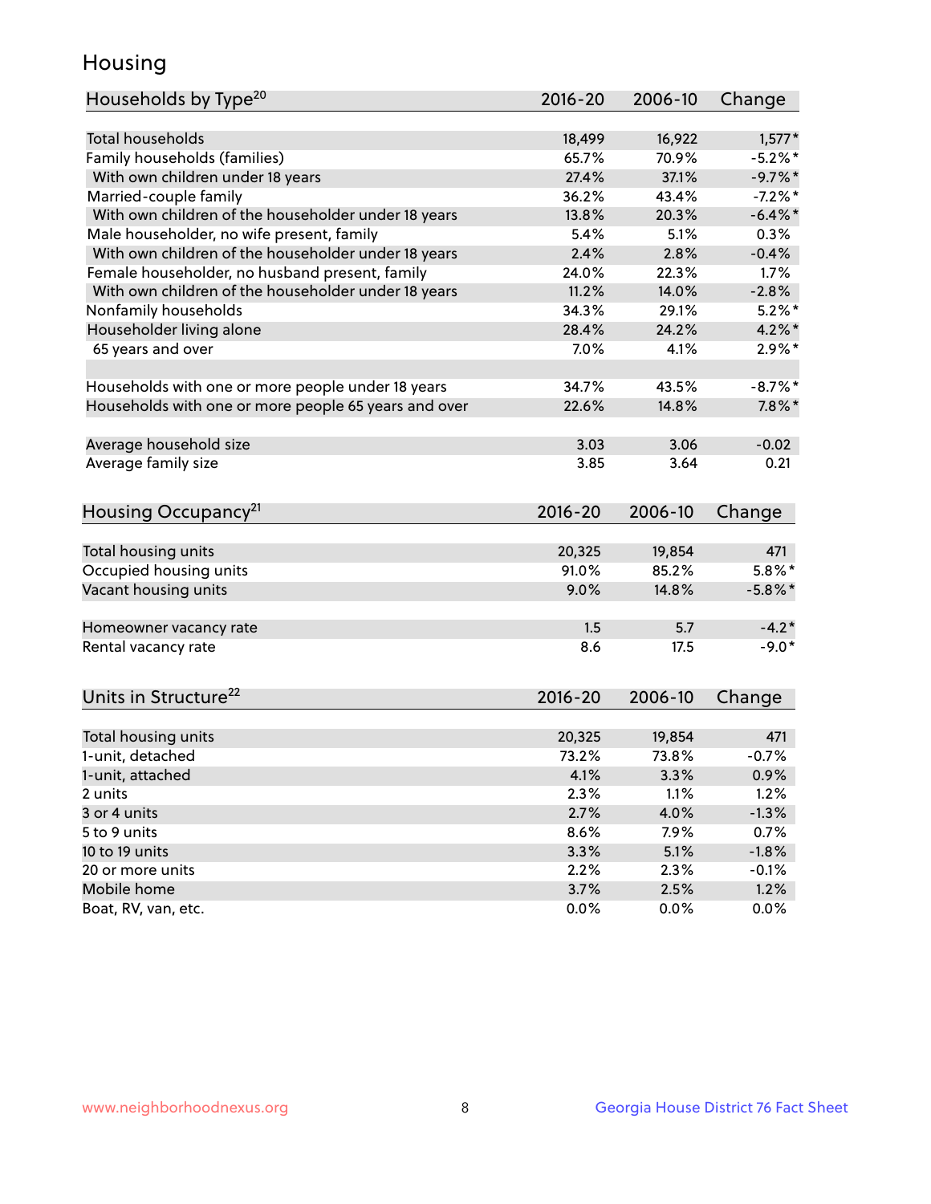## Housing

| Households by Type[20] | 2016-20 | 2006-10 | Change |
|---|---|---|---|
| Total households | 18,499 | 16,922 | 1,577* |
| Family households (families) | 65.7% | 70.9% | -5.2%* |
| With own children under 18 years | 27.4% | 37.1% | -9.7%* |
| Married-couple family | 36.2% | 43.4% | -7.2%* |
| With own children of the householder under 18 years | 13.8% | 20.3% | -6.4%* |
| Male householder, no wife present, family | 5.4% | 5.1% | 0.3% |
| With own children of the householder under 18 years | 2.4% | 2.8% | -0.4% |
| Female householder, no husband present, family | 24.0% | 22.3% | 1.7% |
| With own children of the householder under 18 years | 11.2% | 14.0% | -2.8% |
| Nonfamily households | 34.3% | 29.1% | 5.2%* |
| Householder living alone | 28.4% | 24.2% | 4.2%* |
| 65 years and over | 7.0% | 4.1% | 2.9%* |
| | | | |
| Households with one or more people under 18 years | 34.7% | 43.5% | -8.7%* |
| Households with one or more people 65 years and over | 22.6% | 14.8% | 7.8%* |
| | | | |
| Average household size | 3.03 | 3.06 | -0.02 |
| Average family size | 3.85 | 3.64 | 0.21 |

| Housing Occupancy[21] | 2016-20 | 2006-10 | Change |
|---|---|---|---|
| Total housing units | 20,325 | 19,854 | 471 |
| Occupied housing units | 91.0% | 85.2% | 5.8%* |
| Vacant housing units | 9.0% | 14.8% | -5.8%* |
| | | | |
| Homeowner vacancy rate | 1.5 | 5.7 | -4.2* |
| Rental vacancy rate | 8.6 | 17.5 | -9.0* |

| Units in Structure[22] | 2016-20 | 2006-10 | Change |
|---|---|---|---|
| Total housing units | 20,325 | 19,854 | 471 |
| 1-unit, detached | 73.2% | 73.8% | -0.7% |
| 1-unit, attached | 4.1% | 3.3% | 0.9% |
| 2 units | 2.3% | 1.1% | 1.2% |
| 3 or 4 units | 2.7% | 4.0% | -1.3% |
| 5 to 9 units | 8.6% | 7.9% | 0.7% |
| 10 to 19 units | 3.3% | 5.1% | -1.8% |
| 20 or more units | 2.2% | 2.3% | -0.1% |
| Mobile home | 3.7% | 2.5% | 1.2% |
| Boat, RV, van, etc. | 0.0% | 0.0% | 0.0% |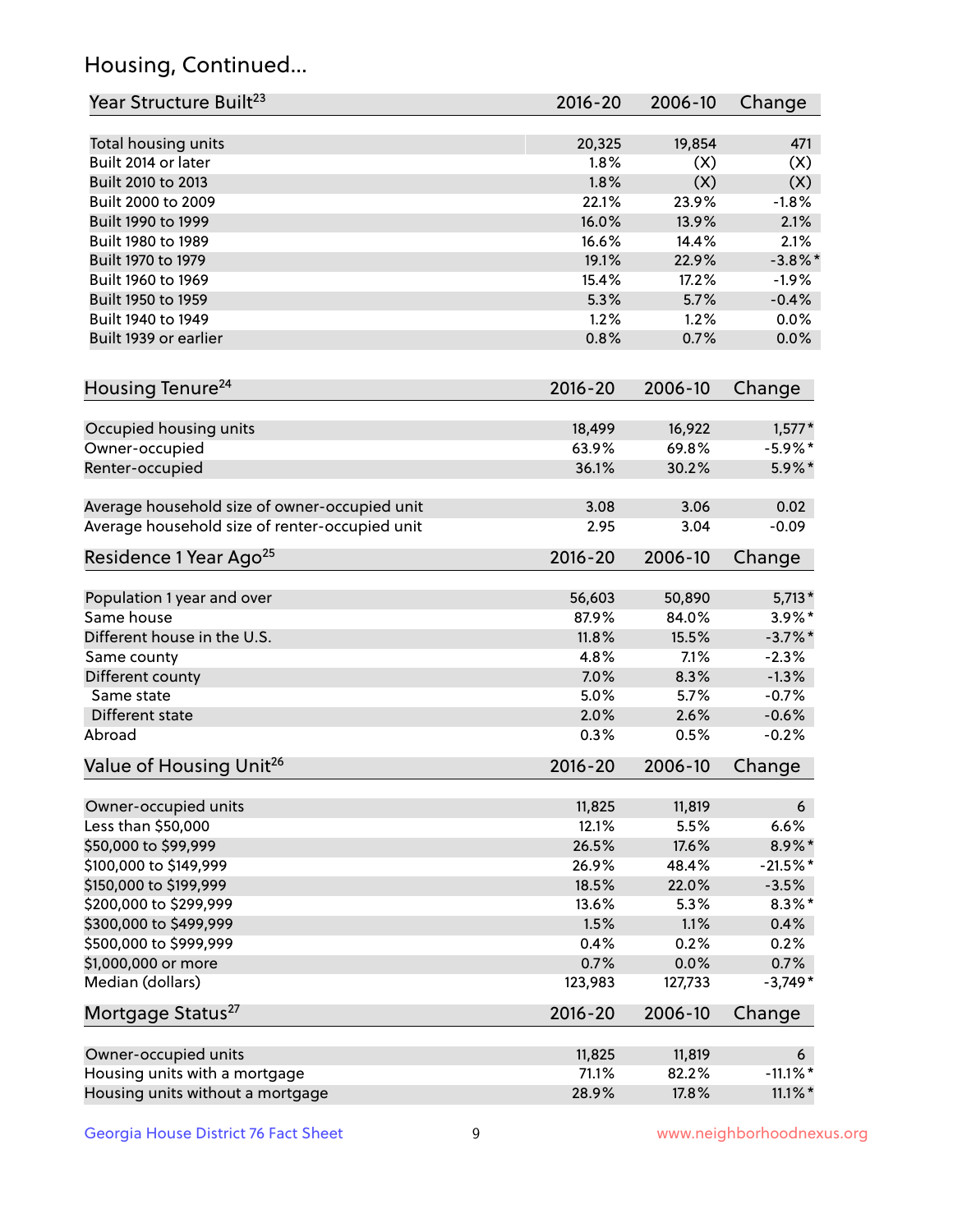## Housing, Continued...

| Year Structure Built[23] | 2016-20 | 2006-10 | Change |
|---|---|---|---|
| Total housing units | 20,325 | 19,854 | 471 |
| Built 2014 or later | 1.8% | (X) | (X) |
| Built 2010 to 2013 | 1.8% | (X) | (X) |
| Built 2000 to 2009 | 22.1% | 23.9% | -1.8% |
| Built 1990 to 1999 | 16.0% | 13.9% | 2.1% |
| Built 1980 to 1989 | 16.6% | 14.4% | 2.1% |
| Built 1970 to 1979 | 19.1% | 22.9% | -3.8%* |
| Built 1960 to 1969 | 15.4% | 17.2% | -1.9% |
| Built 1950 to 1959 | 5.3% | 5.7% | -0.4% |
| Built 1940 to 1949 | 1.2% | 1.2% | 0.0% |
| Built 1939 or earlier | 0.8% | 0.7% | 0.0% |

| Housing Tenure[24] | 2016-20 | 2006-10 | Change |
|---|---|---|---|
| Occupied housing units | 18,499 | 16,922 | 1,577* |
| Owner-occupied | 63.9% | 69.8% | -5.9%* |
| Renter-occupied | 36.1% | 30.2% | 5.9%* |
| Average household size of owner-occupied unit | 3.08 | 3.06 | 0.02 |
| Average household size of renter-occupied unit | 2.95 | 3.04 | -0.09 |

| Residence 1 Year Ago[25] | 2016-20 | 2006-10 | Change |
|---|---|---|---|
| Population 1 year and over | 56,603 | 50,890 | 5,713* |
| Same house | 87.9% | 84.0% | 3.9%* |
| Different house in the U.S. | 11.8% | 15.5% | -3.7%* |
| Same county | 4.8% | 7.1% | -2.3% |
| Different county | 7.0% | 8.3% | -1.3% |
| Same state | 5.0% | 5.7% | -0.7% |
| Different state | 2.0% | 2.6% | -0.6% |
| Abroad | 0.3% | 0.5% | -0.2% |

| Value of Housing Unit[26] | 2016-20 | 2006-10 | Change |
|---|---|---|---|
| Owner-occupied units | 11,825 | 11,819 | 6 |
| Less than $50,000 | 12.1% | 5.5% | 6.6% |
| $50,000 to $99,999 | 26.5% | 17.6% | 8.9%* |
| $100,000 to $149,999 | 26.9% | 48.4% | -21.5%* |
| $150,000 to $199,999 | 18.5% | 22.0% | -3.5% |
| $200,000 to $299,999 | 13.6% | 5.3% | 8.3%* |
| $300,000 to $499,999 | 1.5% | 1.1% | 0.4% |
| $500,000 to $999,999 | 0.4% | 0.2% | 0.2% |
| $1,000,000 or more | 0.7% | 0.0% | 0.7% |
| Median (dollars) | 123,983 | 127,733 | -3,749* |

| Mortgage Status[27] | 2016-20 | 2006-10 | Change |
|---|---|---|---|
| Owner-occupied units | 11,825 | 11,819 | 6 |
| Housing units with a mortgage | 71.1% | 82.2% | -11.1%* |
| Housing units without a mortgage | 28.9% | 17.8% | 11.1%* |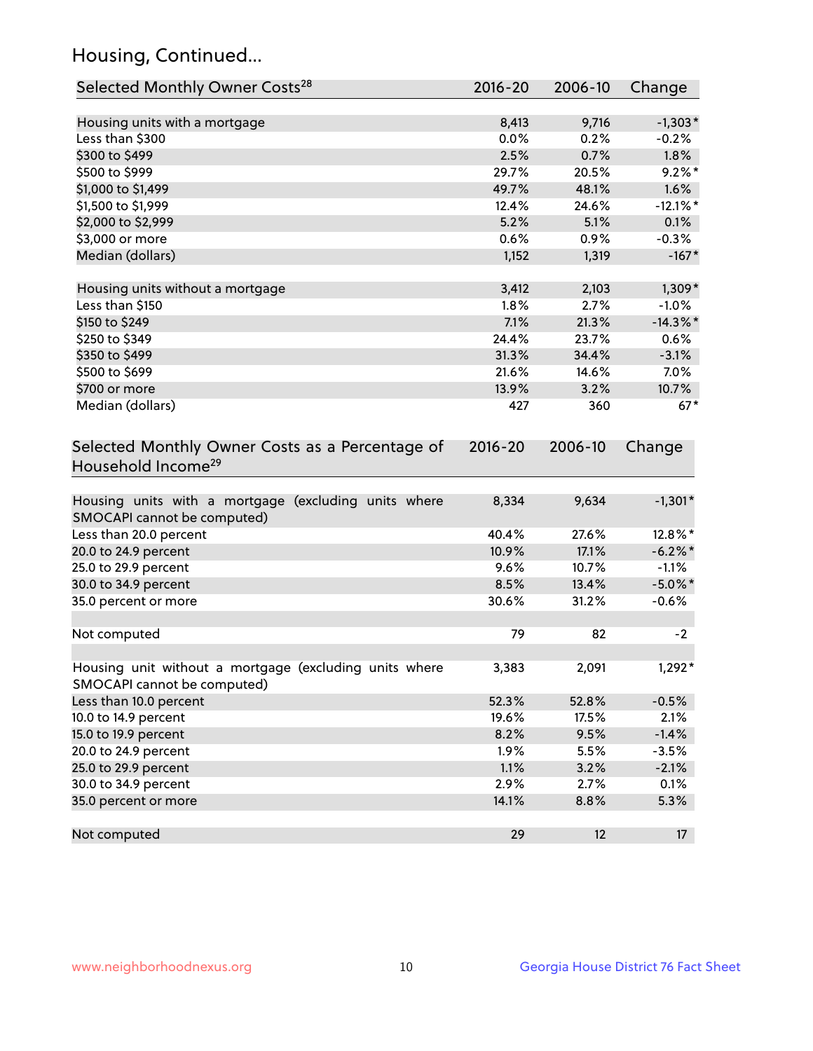## Housing, Continued...

| Selected Monthly Owner Costs[28] | 2016-20 | 2006-10 | Change |
|---|---|---|---|
| Housing units with a mortgage | 8,413 | 9,716 | -1,303* |
| Less than $300 | 0.0% | 0.2% | -0.2% |
| $300 to $499 | 2.5% | 0.7% | 1.8% |
| $500 to $999 | 29.7% | 20.5% | 9.2%* |
| $1,000 to $1,499 | 49.7% | 48.1% | 1.6% |
| $1,500 to $1,999 | 12.4% | 24.6% | -12.1%* |
| $2,000 to $2,999 | 5.2% | 5.1% | 0.1% |
| $3,000 or more | 0.6% | 0.9% | -0.3% |
| Median (dollars) | 1,152 | 1,319 | -167* |
| | | | |
| Housing units without a mortgage | 3,412 | 2,103 | 1,309* |
| Less than $150 | 1.8% | 2.7% | -1.0% |
| $150 to $249 | 7.1% | 21.3% | -14.3%* |
| $250 to $349 | 24.4% | 23.7% | 0.6% |
| $350 to $499 | 31.3% | 34.4% | -3.1% |
| $500 to $699 | 21.6% | 14.6% | 7.0% |
| $700 or more | 13.9% | 3.2% | 10.7% |
| Median (dollars) | 427 | 360 | 67* |

| Selected Monthly Owner Costs as a Percentage of Household Income[29] | 2016-20 | 2006-10 | Change |
|---|---|---|---|
| Housing units with a mortgage (excluding units where SMOCAPI cannot be computed) | 8,334 | 9,634 | -1,301* |
| Less than 20.0 percent | 40.4% | 27.6% | 12.8%* |
| 20.0 to 24.9 percent | 10.9% | 17.1% | -6.2%* |
| 25.0 to 29.9 percent | 9.6% | 10.7% | -1.1% |
| 30.0 to 34.9 percent | 8.5% | 13.4% | -5.0%* |
| 35.0 percent or more | 30.6% | 31.2% | -0.6% |
| | | | |
| Not computed | 79 | 82 | -2 |
| | | | |
| Housing unit without a mortgage (excluding units where SMOCAPI cannot be computed) | 3,383 | 2,091 | 1,292* |
| Less than 10.0 percent | 52.3% | 52.8% | -0.5% |
| 10.0 to 14.9 percent | 19.6% | 17.5% | 2.1% |
| 15.0 to 19.9 percent | 8.2% | 9.5% | -1.4% |
| 20.0 to 24.9 percent | 1.9% | 5.5% | -3.5% |
| 25.0 to 29.9 percent | 1.1% | 3.2% | -2.1% |
| 30.0 to 34.9 percent | 2.9% | 2.7% | 0.1% |
| 35.0 percent or more | 14.1% | 8.8% | 5.3% |
| | | | |
| Not computed | 29 | 12 | 17 |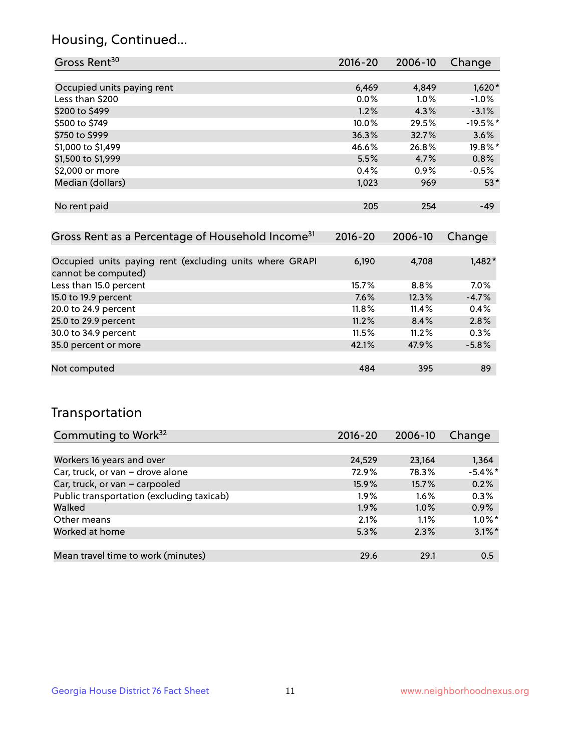## Housing, Continued...

| Gross Rent[30] | 2016-20 | 2006-10 | Change |
|---|---|---|---|
| Occupied units paying rent | 6,469 | 4,849 | 1,620* |
| Less than $200 | 0.0% | 1.0% | -1.0% |
| $200 to $499 | 1.2% | 4.3% | -3.1% |
| $500 to $749 | 10.0% | 29.5% | -19.5%* |
| $750 to $999 | 36.3% | 32.7% | 3.6% |
| $1,000 to $1,499 | 46.6% | 26.8% | 19.8%* |
| $1,500 to $1,999 | 5.5% | 4.7% | 0.8% |
| $2,000 or more | 0.4% | 0.9% | -0.5% |
| Median (dollars) | 1,023 | 969 | 53* |
| No rent paid | 205 | 254 | -49 |

| Gross Rent as a Percentage of Household Income[31] | 2016-20 | 2006-10 | Change |
|---|---|---|---|
| Occupied units paying rent (excluding units where GRAPI cannot be computed) | 6,190 | 4,708 | 1,482* |
| Less than 15.0 percent | 15.7% | 8.8% | 7.0% |
| 15.0 to 19.9 percent | 7.6% | 12.3% | -4.7% |
| 20.0 to 24.9 percent | 11.8% | 11.4% | 0.4% |
| 25.0 to 29.9 percent | 11.2% | 8.4% | 2.8% |
| 30.0 to 34.9 percent | 11.5% | 11.2% | 0.3% |
| 35.0 percent or more | 42.1% | 47.9% | -5.8% |
| Not computed | 484 | 395 | 89 |

## Transportation

| Commuting to Work[32] | 2016-20 | 2006-10 | Change |
|---|---|---|---|
| Workers 16 years and over | 24,529 | 23,164 | 1,364 |
| Car, truck, or van – drove alone | 72.9% | 78.3% | -5.4%* |
| Car, truck, or van – carpooled | 15.9% | 15.7% | 0.2% |
| Public transportation (excluding taxicab) | 1.9% | 1.6% | 0.3% |
| Walked | 1.9% | 1.0% | 0.9% |
| Other means | 2.1% | 1.1% | 1.0%* |
| Worked at home | 5.3% | 2.3% | 3.1%* |
| Mean travel time to work (minutes) | 29.6 | 29.1 | 0.5 |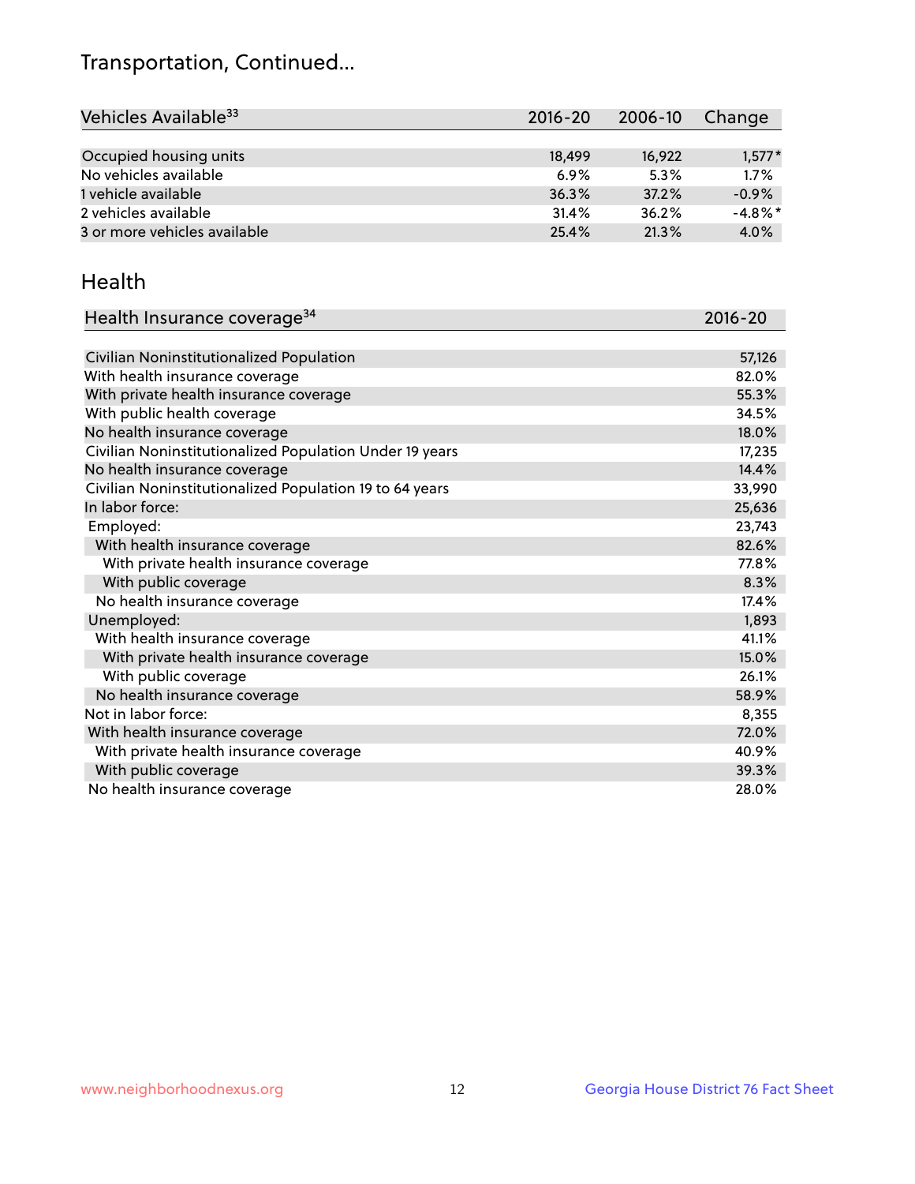## Transportation, Continued...

| Vehicles Available[33] | 2016-20 | 2006-10 | Change |
|---|---|---|---|
| Occupied housing units | 18,499 | 16,922 | 1,577* |
| No vehicles available | 6.9% | 5.3% | 1.7% |
| 1 vehicle available | 36.3% | 37.2% | -0.9% |
| 2 vehicles available | 31.4% | 36.2% | -4.8%* |
| 3 or more vehicles available | 25.4% | 21.3% | 4.0% |

## Health

| Health Insurance coverage[34] | 2016-20 |
|---|---|
| Civilian Noninstitutionalized Population | 57,126 |
| With health insurance coverage | 82.0% |
| With private health insurance coverage | 55.3% |
| With public health coverage | 34.5% |
| No health insurance coverage | 18.0% |
| Civilian Noninstitutionalized Population Under 19 years | 17,235 |
| No health insurance coverage | 14.4% |
| Civilian Noninstitutionalized Population 19 to 64 years | 33,990 |
| In labor force: | 25,636 |
| Employed: | 23,743 |
| With health insurance coverage | 82.6% |
| With private health insurance coverage | 77.8% |
| With public coverage | 8.3% |
| No health insurance coverage | 17.4% |
| Unemployed: | 1,893 |
| With health insurance coverage | 41.1% |
| With private health insurance coverage | 15.0% |
| With public coverage | 26.1% |
| No health insurance coverage | 58.9% |
| Not in labor force: | 8,355 |
| With health insurance coverage | 72.0% |
| With private health insurance coverage | 40.9% |
| With public coverage | 39.3% |
| No health insurance coverage | 28.0% |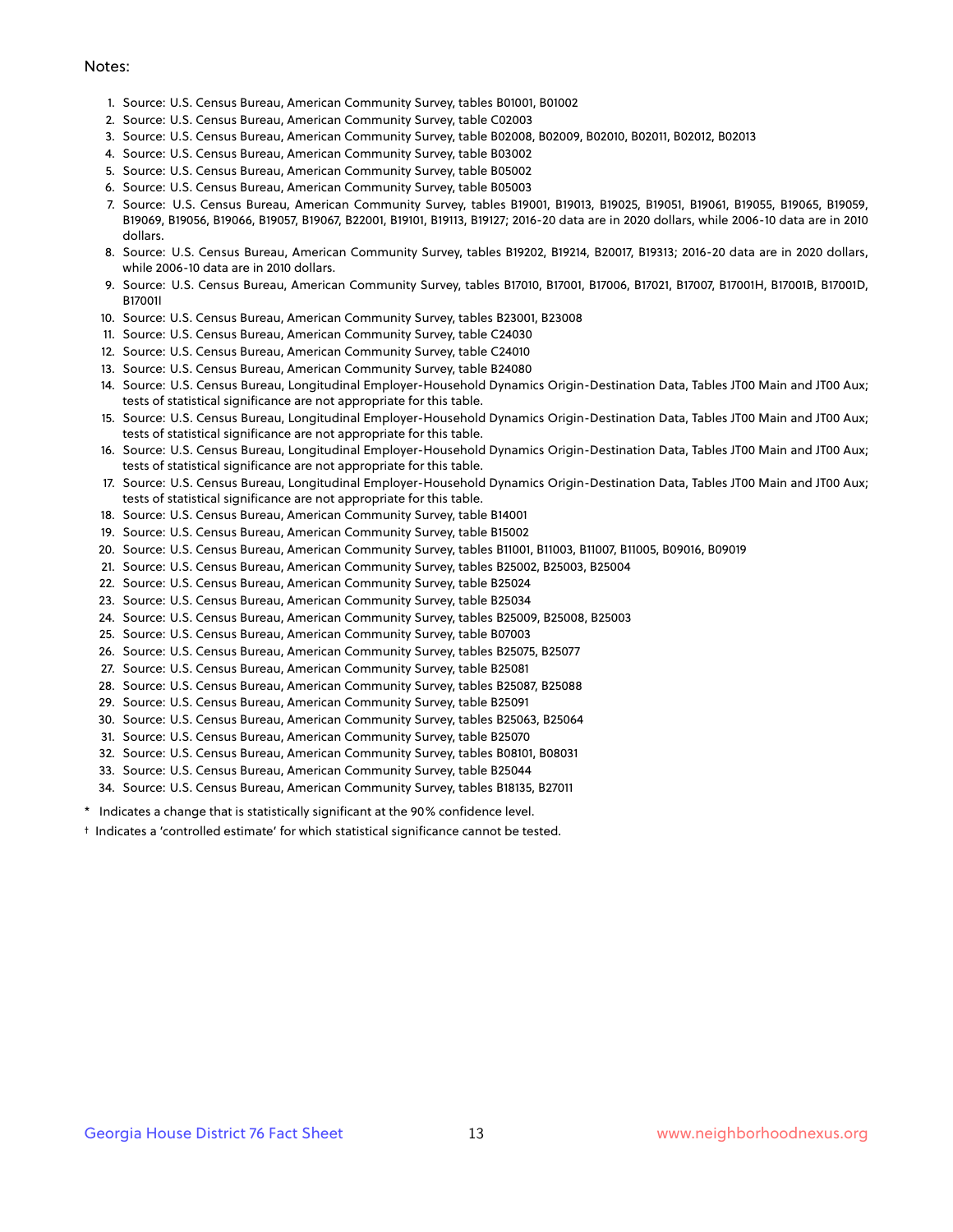Notes:

1. Source: U.S. Census Bureau, American Community Survey, tables B01001, B01002
2. Source: U.S. Census Bureau, American Community Survey, table C02003
3. Source: U.S. Census Bureau, American Community Survey, table B02008, B02009, B02010, B02011, B02012, B02013
4. Source: U.S. Census Bureau, American Community Survey, table B03002
5. Source: U.S. Census Bureau, American Community Survey, table B05002
6. Source: U.S. Census Bureau, American Community Survey, table B05003
7. Source: U.S. Census Bureau, American Community Survey, tables B19001, B19013, B19025, B19051, B19061, B19055, B19065, B19059, B19069, B19056, B19066, B19057, B19067, B22001, B19101, B19113, B19127; 2016-20 data are in 2020 dollars, while 2006-10 data are in 2010 dollars.
8. Source: U.S. Census Bureau, American Community Survey, tables B19202, B19214, B20017, B19313; 2016-20 data are in 2020 dollars, while 2006-10 data are in 2010 dollars.
9. Source: U.S. Census Bureau, American Community Survey, tables B17010, B17001, B17006, B17021, B17007, B17001H, B17001B, B17001D, B17001I
10. Source: U.S. Census Bureau, American Community Survey, tables B23001, B23008
11. Source: U.S. Census Bureau, American Community Survey, table C24030
12. Source: U.S. Census Bureau, American Community Survey, table C24010
13. Source: U.S. Census Bureau, American Community Survey, table B24080
14. Source: U.S. Census Bureau, Longitudinal Employer-Household Dynamics Origin-Destination Data, Tables JT00 Main and JT00 Aux; tests of statistical significance are not appropriate for this table.
15. Source: U.S. Census Bureau, Longitudinal Employer-Household Dynamics Origin-Destination Data, Tables JT00 Main and JT00 Aux; tests of statistical significance are not appropriate for this table.
16. Source: U.S. Census Bureau, Longitudinal Employer-Household Dynamics Origin-Destination Data, Tables JT00 Main and JT00 Aux; tests of statistical significance are not appropriate for this table.
17. Source: U.S. Census Bureau, Longitudinal Employer-Household Dynamics Origin-Destination Data, Tables JT00 Main and JT00 Aux; tests of statistical significance are not appropriate for this table.
18. Source: U.S. Census Bureau, American Community Survey, table B14001
19. Source: U.S. Census Bureau, American Community Survey, table B15002
20. Source: U.S. Census Bureau, American Community Survey, tables B11001, B11003, B11007, B11005, B09016, B09019
21. Source: U.S. Census Bureau, American Community Survey, tables B25002, B25003, B25004
22. Source: U.S. Census Bureau, American Community Survey, table B25024
23. Source: U.S. Census Bureau, American Community Survey, table B25034
24. Source: U.S. Census Bureau, American Community Survey, tables B25009, B25008, B25003
25. Source: U.S. Census Bureau, American Community Survey, table B07003
26. Source: U.S. Census Bureau, American Community Survey, tables B25075, B25077
27. Source: U.S. Census Bureau, American Community Survey, table B25081
28. Source: U.S. Census Bureau, American Community Survey, tables B25087, B25088
29. Source: U.S. Census Bureau, American Community Survey, table B25091
30. Source: U.S. Census Bureau, American Community Survey, tables B25063, B25064
31. Source: U.S. Census Bureau, American Community Survey, table B25070
32. Source: U.S. Census Bureau, American Community Survey, tables B08101, B08031
33. Source: U.S. Census Bureau, American Community Survey, table B25044
34. Source: U.S. Census Bureau, American Community Survey, tables B18135, B27011

\* Indicates a change that is statistically significant at the 90% confidence level.

† Indicates a 'controlled estimate' for which statistical significance cannot be tested.